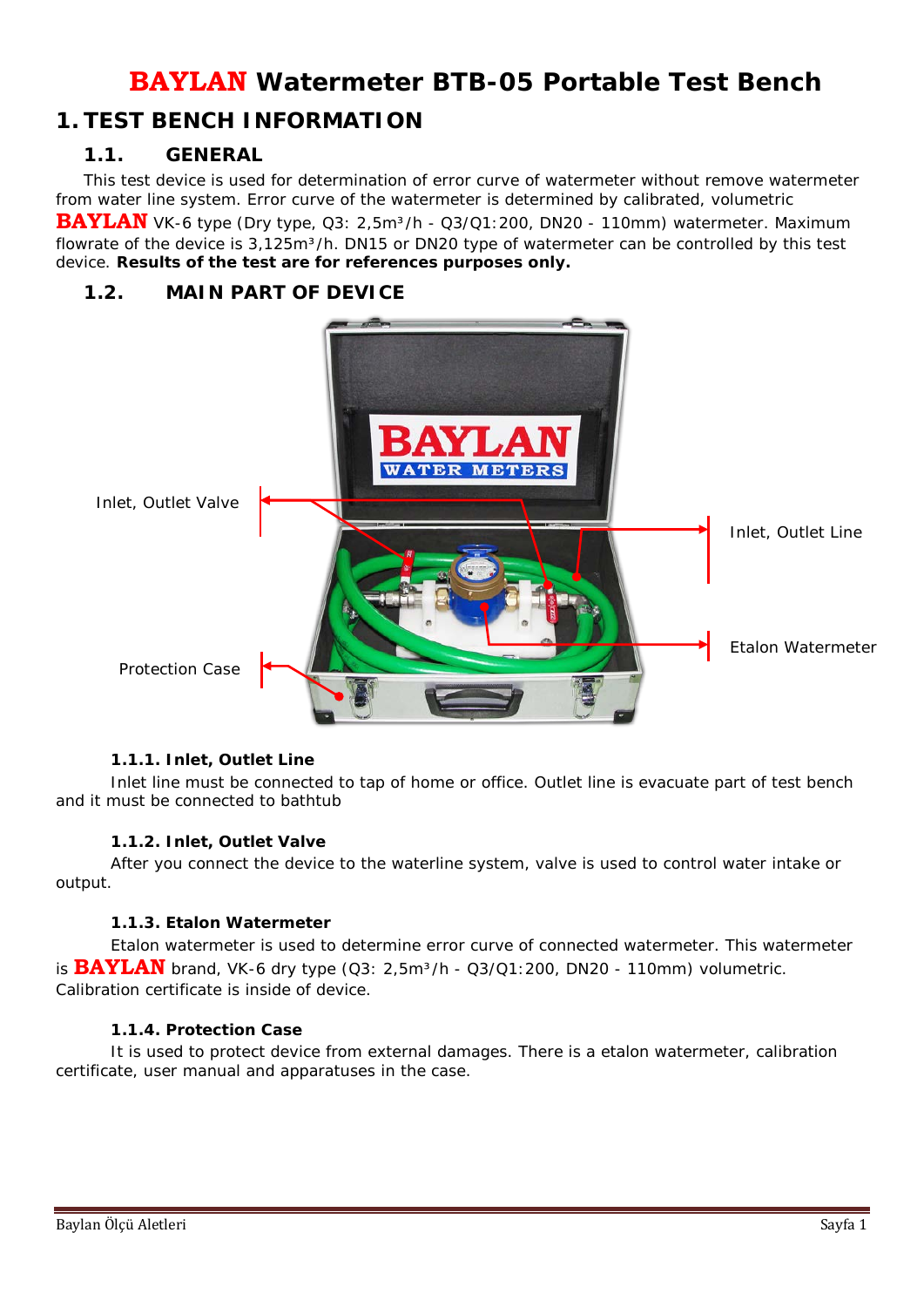# BAYLAN Watermeter BTB-05 Portable Test Bench

## 1. TEST BENCH INFORMATION

### 1.1. GENERAL

This test device is used for determination of error curve of watermeter without remove watermeter from water line system. Error curve of the watermeter is determined by calibrated, volumetric **BAYLAN** VK-6 type (Dry type, Q3: 2,5m³/h - Q3/Q1:200, DN20 - 110mm) watermeter. Maximum flowrate of the device is 3,125m³/h. DN15 or DN20 type of watermeter can be controlled by this test device. **Results of the test are for references purposes only.**

### 1.2. MAIN PART OF DEVICE

Inlet, Outlet Valve

Inlet, Outlet Line

Etalon Watermeter

Protection Case

#### 1.1.1. Inlet, Outlet Line

Inlet line must be connected to tap of home or office. Outlet line is evacuate part of test bench and it must be connected to bathtub

#### 1.1.2. Inlet, Outlet Valve

After you connect the device to the waterline system, valve is used to control water intake or output.

#### 1.1.3. Etalon Watermeter

Etalon watermeter is used to determine error curve of connected watermeter. This watermeter is **BAYLAN** brand, VK-6 dry type (Q3: 2,5m³/h - Q3/Q1:200, DN20 - 110mm) volumetric. Calibration certificate is inside of device.

#### 1.1.4. Protection Case

It is used to protect device from external damages. There is a etalon watermeter, calibration certificate, user manual and apparatuses in the case.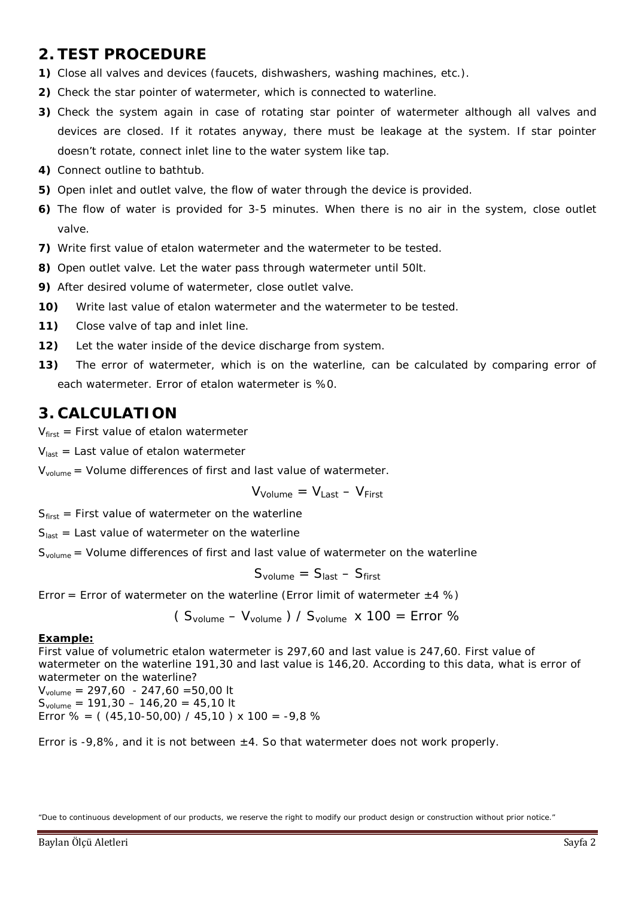## 2. TEST PROCEDURE

**1)** Close all valves and devices (faucets, dishwashers, washing machines, etc.).

**2)** Check the star pointer of watermeter, which is connected to waterline.

**3)** Check the system again in case of rotating star pointer of watermeter although all valves and devices are closed. If it rotates anyway, there must be leakage at the system. If star pointer doesn't rotate, connect inlet line to the water system like tap.

**4)** Connect outline to bathtub.

**5)** Open inlet and outlet valve, the flow of water through the device is provided.

**6)** The flow of water is provided for 3-5 minutes. When there is no air in the system, close outlet valve.

**7)** Write first value of etalon watermeter and the watermeter to be tested.

**8)** Open outlet valve. Let the water pass through watermeter until 50lt.

**9)** After desired volume of watermeter, close outlet valve.

**10)** Write last value of etalon watermeter and the watermeter to be tested.

**11)** Close valve of tap and inlet line.

**12)** Let the water inside of the device discharge from system.

**13)** The error of watermeter, which is on the waterline, can be calculated by comparing error of each watermeter. Error of etalon watermeter is %0.

## 3. CALCULATION

$V_{first}$ = First value of etalon watermeter

$V_{last}$ = Last value of etalon watermeter

$V_{volume}$ = Volume differences of first and last value of watermeter.

$$V_{Volume} = V_{Last} - V_{First}$$

$S_{first}$ = First value of watermeter on the waterline

$S_{last}$ = Last value of watermeter on the waterline

$S_{volume}$ = Volume differences of first and last value of watermeter on the waterline

$$S_{volume} = S_{last} - S_{first}$$

Error = Error of watermeter on the waterline (Error limit of watermeter ±4 %)

$$( S_{volume} - V_{volume} ) / S_{volume} \times 100 = \text{Error } \%$$

**Example:**

First value of volumetric etalon watermeter is 297,60 and last value is 247,60. First value of watermeter on the waterline 191,30 and last value is 146,20. According to this data, what is error of watermeter on the waterline?

$V_{volume}$ = 297,60 - 247,60 =50,00 lt

$S_{volume}$ = 191,30 – 146,20 = 45,10 lt

Error % = ( (45,10-50,00) / 45,10 ) x 100 = -9,8 %

Error is -9,8%, and it is not between ±4. So that watermeter does not work properly.

"Due to continuous development of our products, we reserve the right to modify our product design or construction without prior notice."